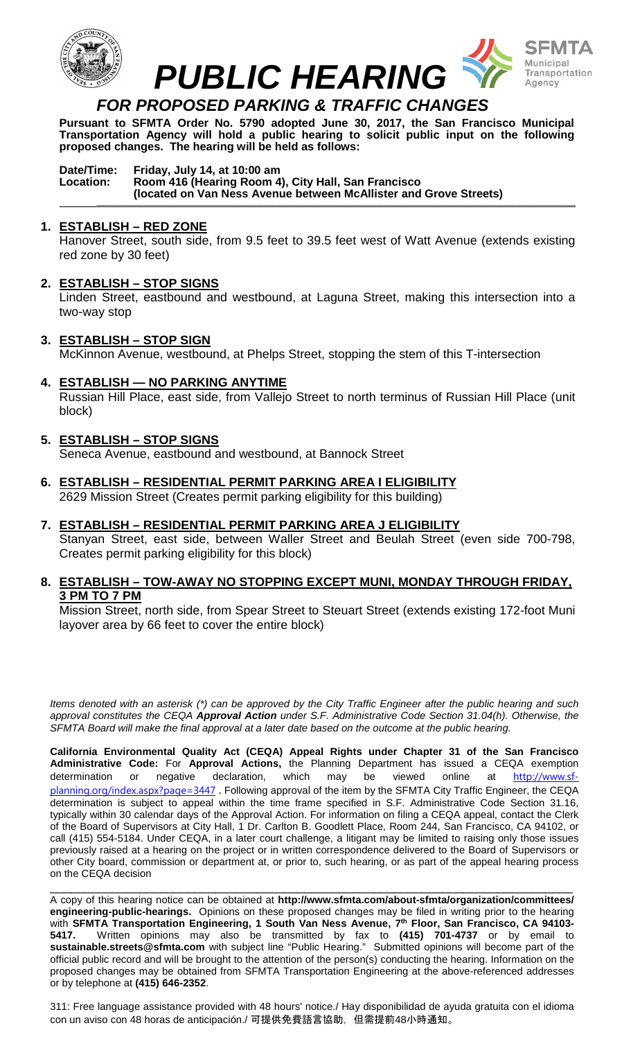# PUBLIC HEARING

SFMTA Municipal Transportation Agency

## FOR PROPOSED PARKING & TRAFFIC CHANGES

**Pursuant to SFMTA Order No. 5790 adopted June 30, 2017, the San Francisco Municipal Transportation Agency will hold a public hearing to solicit public input on the following proposed changes. The hearing will be held as follows:**

**Date/Time: Friday, July 14, at 10:00 am**
**Location: Room 416 (Hearing Room 4), City Hall, San Francisco (located on Van Ness Avenue between McAllister and Grove Streets)**

1. **ESTABLISH – RED ZONE**
   Hanover Street, south side, from 9.5 feet to 39.5 feet west of Watt Avenue (extends existing red zone by 30 feet)

2. **ESTABLISH – STOP SIGNS**
   Linden Street, eastbound and westbound, at Laguna Street, making this intersection into a two-way stop

3. **ESTABLISH – STOP SIGN**
   McKinnon Avenue, westbound, at Phelps Street, stopping the stem of this T-intersection

4. **ESTABLISH — NO PARKING ANYTIME**
   Russian Hill Place, east side, from Vallejo Street to north terminus of Russian Hill Place (unit block)

5. **ESTABLISH – STOP SIGNS**
   Seneca Avenue, eastbound and westbound, at Bannock Street

6. **ESTABLISH – RESIDENTIAL PERMIT PARKING AREA I ELIGIBILITY**
   2629 Mission Street (Creates permit parking eligibility for this building)

7. **ESTABLISH – RESIDENTIAL PERMIT PARKING AREA J ELIGIBILITY**
   Stanyan Street, east side, between Waller Street and Beulah Street (even side 700-798, Creates permit parking eligibility for this block)

8. **ESTABLISH – TOW-AWAY NO STOPPING EXCEPT MUNI, MONDAY THROUGH FRIDAY, 3 PM TO 7 PM**
   Mission Street, north side, from Spear Street to Steuart Street (extends existing 172-foot Muni layover area by 66 feet to cover the entire block)

*Items denoted with an asterisk (*) can be approved by the City Traffic Engineer after the public hearing and such approval constitutes the CEQA **Approval Action** under S.F. Administrative Code Section 31.04(h). Otherwise, the SFMTA Board will make the final approval at a later date based on the outcome at the public hearing.*

**California Environmental Quality Act (CEQA) Appeal Rights under Chapter 31 of the San Francisco Administrative Code:** For **Approval Actions,** the Planning Department has issued a CEQA exemption determination or negative declaration, which may be viewed online at http://www.sf-planning.org/index.aspx?page=3447 **.** Following approval of the item by the SFMTA City Traffic Engineer, the CEQA determination is subject to appeal within the time frame specified in S.F. Administrative Code Section 31.16, typically within 30 calendar days of the Approval Action. For information on filing a CEQA appeal, contact the Clerk of the Board of Supervisors at City Hall, 1 Dr. Carlton B. Goodlett Place, Room 244, San Francisco, CA 94102, or call (415) 554-5184. Under CEQA, in a later court challenge, a litigant may be limited to raising only those issues previously raised at a hearing on the project or in written correspondence delivered to the Board of Supervisors or other City board, commission or department at, or prior to, such hearing, or as part of the appeal hearing process on the CEQA decision

A copy of this hearing notice can be obtained at **http://www.sfmta.com/about-sfmta/organization/committees/engineering-public-hearings.** Opinions on these proposed changes may be filed in writing prior to the hearing with **SFMTA Transportation Engineering, 1 South Van Ness Avenue, 7th Floor, San Francisco, CA 94103-5417.** Written opinions may also be transmitted by fax to **(415) 701-4737** or by email to **sustainable.streets@sfmta.com** with subject line "Public Hearing." Submitted opinions will become part of the official public record and will be brought to the attention of the person(s) conducting the hearing. Information on the proposed changes may be obtained from SFMTA Transportation Engineering at the above-referenced addresses or by telephone at **(415) 646-2352**.

311: Free language assistance provided with 48 hours' notice./ Hay disponibilidad de ayuda gratuita con el idioma con un aviso con 48 horas de anticipación./ **可提供免費語言協助，但需提前48小時通知。**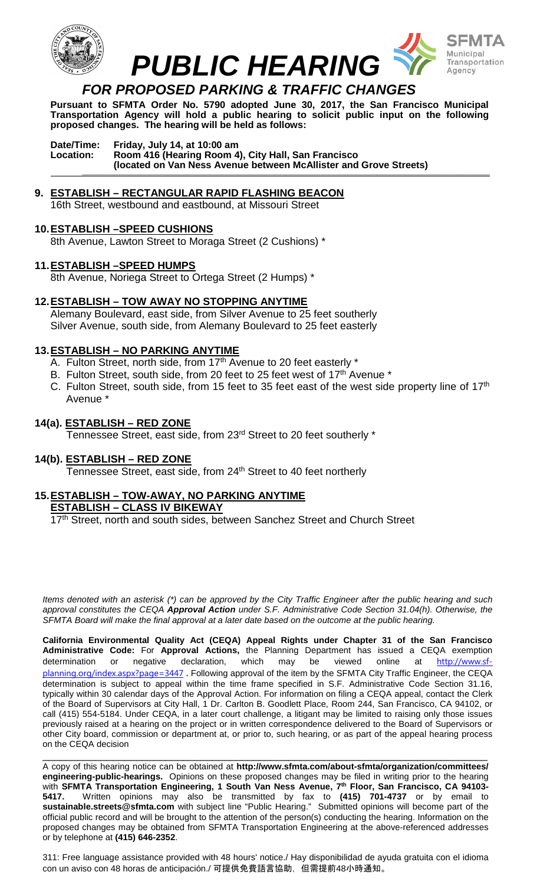# PUBLIC HEARING

## FOR PROPOSED PARKING & TRAFFIC CHANGES

**Pursuant to SFMTA Order No. 5790 adopted June 30, 2017, the San Francisco Municipal Transportation Agency will hold a public hearing to solicit public input on the following proposed changes. The hearing will be held as follows:**

**Date/Time: Friday, July 14, at 10:00 am**
**Location: Room 416 (Hearing Room 4), City Hall, San Francisco**
**(located on Van Ness Avenue between McAllister and Grove Streets)**

**9. ESTABLISH – RECTANGULAR RAPID FLASHING BEACON**
16th Street, westbound and eastbound, at Missouri Street

**10. ESTABLISH –SPEED CUSHIONS**
8th Avenue, Lawton Street to Moraga Street (2 Cushions) *

**11. ESTABLISH –SPEED HUMPS**
8th Avenue, Noriega Street to Ortega Street (2 Humps) *

**12. ESTABLISH – TOW AWAY NO STOPPING ANYTIME**
Alemany Boulevard, east side, from Silver Avenue to 25 feet southerly
Silver Avenue, south side, from Alemany Boulevard to 25 feet easterly

**13. ESTABLISH – NO PARKING ANYTIME**
- A. Fulton Street, north side, from 17th Avenue to 20 feet easterly *
- B. Fulton Street, south side, from 20 feet to 25 feet west of 17th Avenue *
- C. Fulton Street, south side, from 15 feet to 35 feet east of the west side property line of 17th Avenue *

**14(a). ESTABLISH – RED ZONE**
Tennessee Street, east side, from 23rd Street to 20 feet southerly *

**14(b). ESTABLISH – RED ZONE**
Tennessee Street, east side, from 24th Street to 40 feet northerly

**15. ESTABLISH – TOW-AWAY, NO PARKING ANYTIME**
**ESTABLISH – CLASS IV BIKEWAY**
17th Street, north and south sides, between Sanchez Street and Church Street

*Items denoted with an asterisk (*) can be approved by the City Traffic Engineer after the public hearing and such approval constitutes the CEQA **Approval Action** under S.F. Administrative Code Section 31.04(h). Otherwise, the SFMTA Board will make the final approval at a later date based on the outcome at the public hearing.*

**California Environmental Quality Act (CEQA) Appeal Rights under Chapter 31 of the San Francisco Administrative Code:** For **Approval Actions,** the Planning Department has issued a CEQA exemption determination or negative declaration, which may be viewed online at http://www.sf-planning.org/index.aspx?page=3447 **.** Following approval of the item by the SFMTA City Traffic Engineer, the CEQA determination is subject to appeal within the time frame specified in S.F. Administrative Code Section 31.16, typically within 30 calendar days of the Approval Action. For information on filing a CEQA appeal, contact the Clerk of the Board of Supervisors at City Hall, 1 Dr. Carlton B. Goodlett Place, Room 244, San Francisco, CA 94102, or call (415) 554-5184. Under CEQA, in a later court challenge, a litigant may be limited to raising only those issues previously raised at a hearing on the project or in written correspondence delivered to the Board of Supervisors or other City board, commission or department at, or prior to, such hearing, or as part of the appeal hearing process on the CEQA decision

A copy of this hearing notice can be obtained at **http://www.sfmta.com/about-sfmta/organization/committees/engineering-public-hearings.** Opinions on these proposed changes may be filed in writing prior to the hearing with **SFMTA Transportation Engineering, 1 South Van Ness Avenue, 7th Floor, San Francisco, CA 94103-5417.** Written opinions may also be transmitted by fax to **(415) 701-4737** or by email to **sustainable.streets@sfmta.com** with subject line "Public Hearing." Submitted opinions will become part of the official public record and will be brought to the attention of the person(s) conducting the hearing. Information on the proposed changes may be obtained from SFMTA Transportation Engineering at the above-referenced addresses or by telephone at **(415) 646-2352**.

311: Free language assistance provided with 48 hours' notice./ Hay disponibilidad de ayuda gratuita con el idioma con un aviso con 48 horas de anticipación./ **可提供免費語言協助，但需提前48小時通知。**